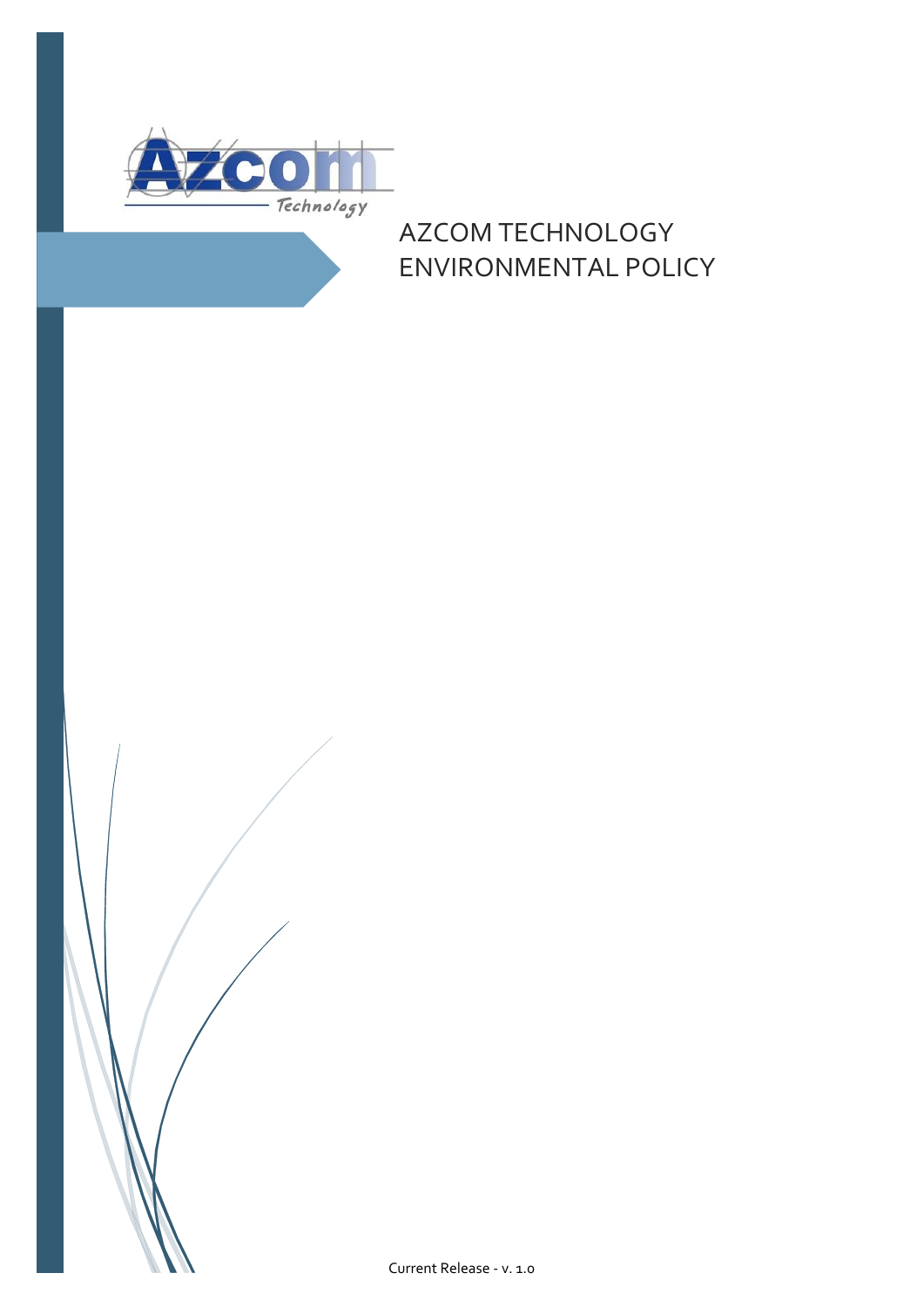# AZCOM TECHNOLOGY ENVIRONMENTAL POLICY

Current Release - v. 1.0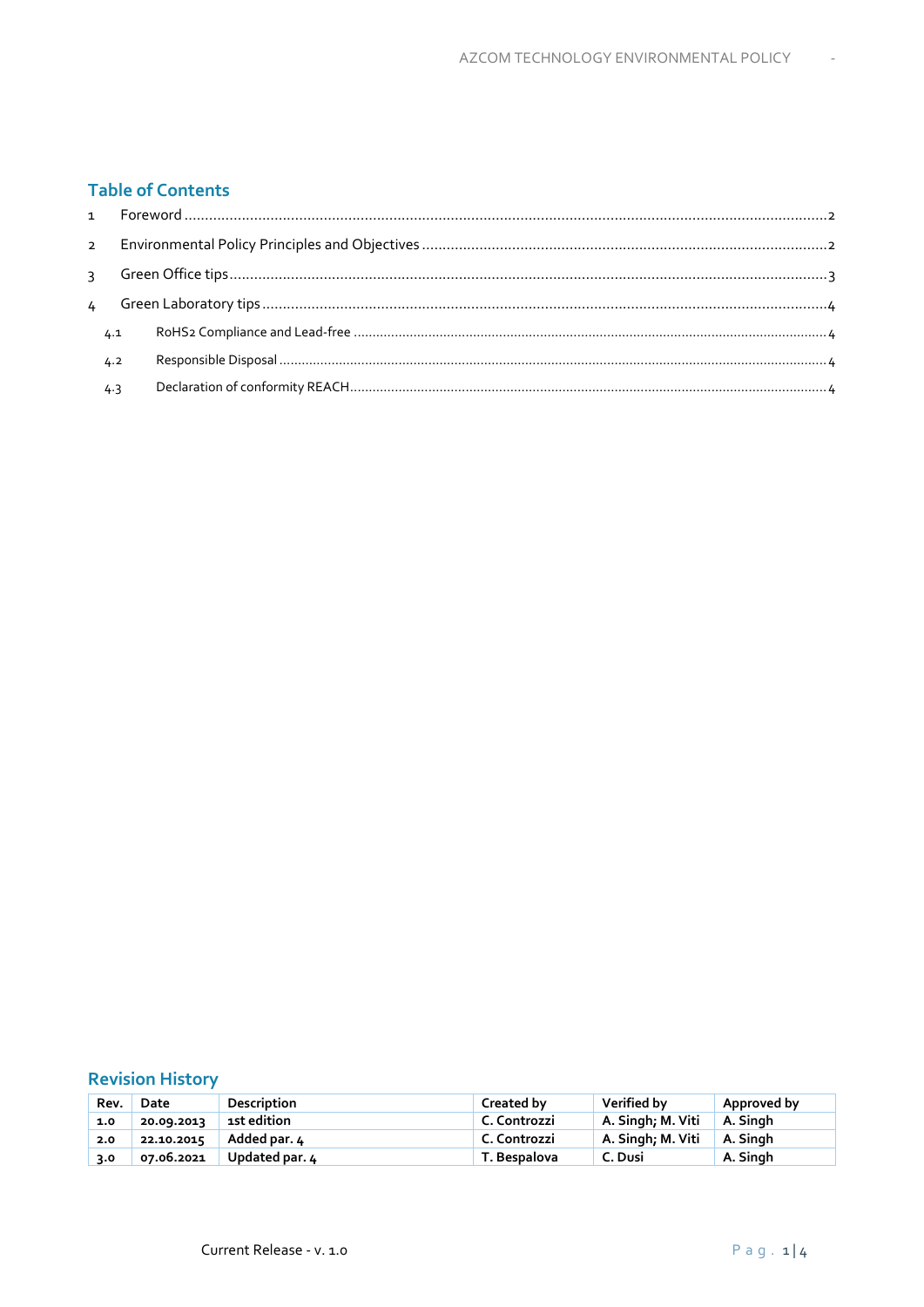## Table of Contents

1 Foreword ... 2

2 Environmental Policy Principles and Objectives ... 2

3 Green Office tips ... 3

4 Green Laboratory tips ... 4

- 4.1 RoHS2 Compliance and Lead-free ... 4
- 4.2 Responsible Disposal ... 4
- 4.3 Declaration of conformity REACH ... 4

## Revision History

| Rev. | Date | Description | Created by | Verified by | Approved by |
|---|---|---|---|---|---|
| 1.0 | 20.09.2013 | 1st edition | C. Controzzi | A. Singh; M. Viti | A. Singh |
| 2.0 | 22.10.2015 | Added par. 4 | C. Controzzi | A. Singh; M. Viti | A. Singh |
| 3.0 | 07.06.2021 | Updated par. 4 | T. Bespalova | C. Dusi | A. Singh |

Current Release - v. 1.0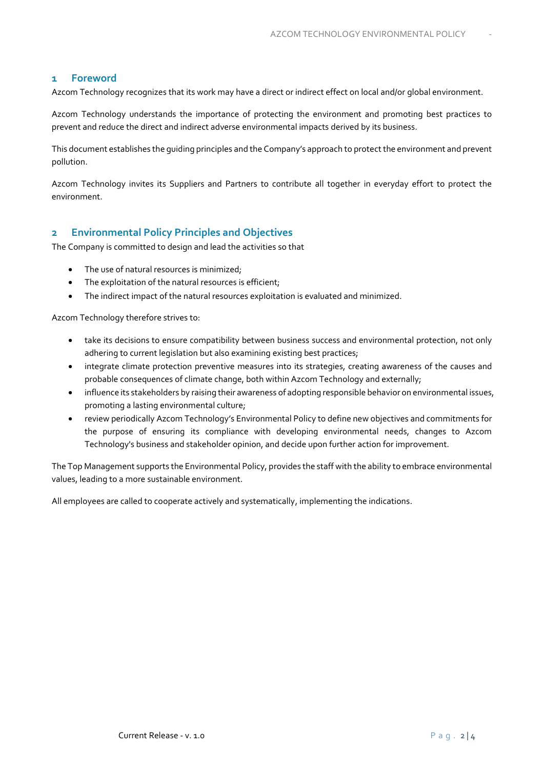## 1 Foreword

Azcom Technology recognizes that its work may have a direct or indirect effect on local and/or global environment.

Azcom Technology understands the importance of protecting the environment and promoting best practices to prevent and reduce the direct and indirect adverse environmental impacts derived by its business.

This document establishes the guiding principles and the Company's approach to protect the environment and prevent pollution.

Azcom Technology invites its Suppliers and Partners to contribute all together in everyday effort to protect the environment.

## 2 Environmental Policy Principles and Objectives

The Company is committed to design and lead the activities so that

- The use of natural resources is minimized;
- The exploitation of the natural resources is efficient;
- The indirect impact of the natural resources exploitation is evaluated and minimized.

Azcom Technology therefore strives to:

- take its decisions to ensure compatibility between business success and environmental protection, not only adhering to current legislation but also examining existing best practices;
- integrate climate protection preventive measures into its strategies, creating awareness of the causes and probable consequences of climate change, both within Azcom Technology and externally;
- influence its stakeholders by raising their awareness of adopting responsible behavior on environmental issues, promoting a lasting environmental culture;
- review periodically Azcom Technology's Environmental Policy to define new objectives and commitments for the purpose of ensuring its compliance with developing environmental needs, changes to Azcom Technology's business and stakeholder opinion, and decide upon further action for improvement.

The Top Management supports the Environmental Policy, provides the staff with the ability to embrace environmental values, leading to a more sustainable environment.

All employees are called to cooperate actively and systematically, implementing the indications.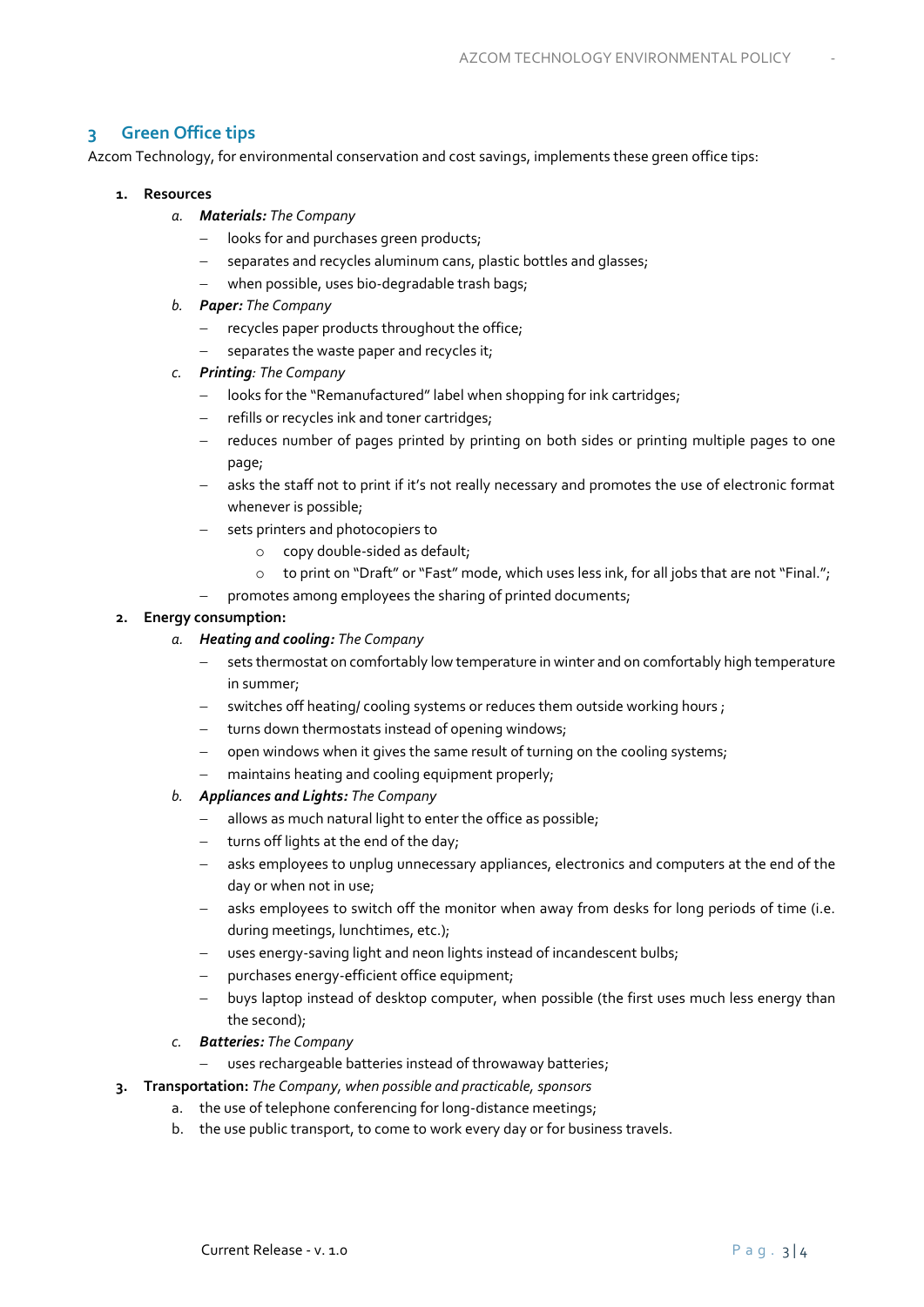## 3 Green Office tips

Azcom Technology, for environmental conservation and cost savings, implements these green office tips:

1. **Resources**
   a. ***Materials:*** *The Company*
      - looks for and purchases green products;
      - separates and recycles aluminum cans, plastic bottles and glasses;
      - when possible, uses bio-degradable trash bags;

   b. ***Paper:*** *The Company*
      - recycles paper products throughout the office;
      - separates the waste paper and recycles it;

   c. ***Printing**: The Company*
      - looks for the "Remanufactured" label when shopping for ink cartridges;
      - refills or recycles ink and toner cartridges;
      - reduces number of pages printed by printing on both sides or printing multiple pages to one page;
      - asks the staff not to print if it's not really necessary and promotes the use of electronic format whenever is possible;
      - sets printers and photocopiers to
        - copy double-sided as default;
        - to print on "Draft" or "Fast" mode, which uses less ink, for all jobs that are not "Final.";
      - promotes among employees the sharing of printed documents;

2. **Energy consumption:**
   a. ***Heating and cooling:*** *The Company*
      - sets thermostat on comfortably low temperature in winter and on comfortably high temperature in summer;
      - switches off heating/ cooling systems or reduces them outside working hours ;
      - turns down thermostats instead of opening windows;
      - open windows when it gives the same result of turning on the cooling systems;
      - maintains heating and cooling equipment properly;

   b. ***Appliances and Lights:*** *The Company*
      - allows as much natural light to enter the office as possible;
      - turns off lights at the end of the day;
      - asks employees to unplug unnecessary appliances, electronics and computers at the end of the day or when not in use;
      - asks employees to switch off the monitor when away from desks for long periods of time (i.e. during meetings, lunchtimes, etc.);
      - uses energy-saving light and neon lights instead of incandescent bulbs;
      - purchases energy-efficient office equipment;
      - buys laptop instead of desktop computer, when possible (the first uses much less energy than the second);

   c. ***Batteries:*** *The Company*
      - uses rechargeable batteries instead of throwaway batteries;

3. **Transportation:** *The Company, when possible and practicable, sponsors*
   a. the use of telephone conferencing for long-distance meetings;
   b. the use public transport, to come to work every day or for business travels.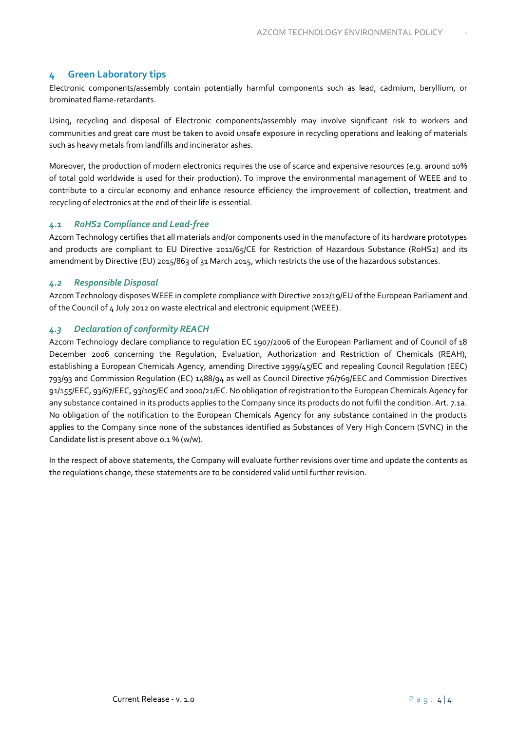## 4 Green Laboratory tips

Electronic components/assembly contain potentially harmful components such as lead, cadmium, beryllium, or brominated flame-retardants.

Using, recycling and disposal of Electronic components/assembly may involve significant risk to workers and communities and great care must be taken to avoid unsafe exposure in recycling operations and leaking of materials such as heavy metals from landfills and incinerator ashes.

Moreover, the production of modern electronics requires the use of scarce and expensive resources (e.g. around 10% of total gold worldwide is used for their production). To improve the environmental management of WEEE and to contribute to a circular economy and enhance resource efficiency the improvement of collection, treatment and recycling of electronics at the end of their life is essential.

### *4.1 RoHS2 Compliance and Lead-free*

Azcom Technology certifies that all materials and/or components used in the manufacture of its hardware prototypes and products are compliant to EU Directive 2011/65/CE for Restriction of Hazardous Substance (RoHS2) and its amendment by Directive (EU) 2015/863 of 31 March 2015, which restricts the use of the hazardous substances.

### *4.2 Responsible Disposal*

Azcom Technology disposes WEEE in complete compliance with Directive 2012/19/EU of the European Parliament and of the Council of 4 July 2012 on waste electrical and electronic equipment (WEEE).

### *4.3 Declaration of conformity REACH*

Azcom Technology declare compliance to regulation EC 1907/2006 of the European Parliament and of Council of 18 December 2006 concerning the Regulation, Evaluation, Authorization and Restriction of Chemicals (REAH), establishing a European Chemicals Agency, amending Directive 1999/45/EC and repealing Council Regulation (EEC) 793/93 and Commission Regulation (EC) 1488/94 as well as Council Directive 76/769/EEC and Commission Directives 91/155/EEC, 93/67/EEC, 93/105/EC and 2000/21/EC. No obligation of registration to the European Chemicals Agency for any substance contained in its products applies to the Company since its products do not fulfil the condition. Art. 7.1a. No obligation of the notification to the European Chemicals Agency for any substance contained in the products applies to the Company since none of the substances identified as Substances of Very High Concern (SVNC) in the Candidate list is present above 0.1 % (w/w).

In the respect of above statements, the Company will evaluate further revisions over time and update the contents as the regulations change, these statements are to be considered valid until further revision.

Current Release - v. 1.0